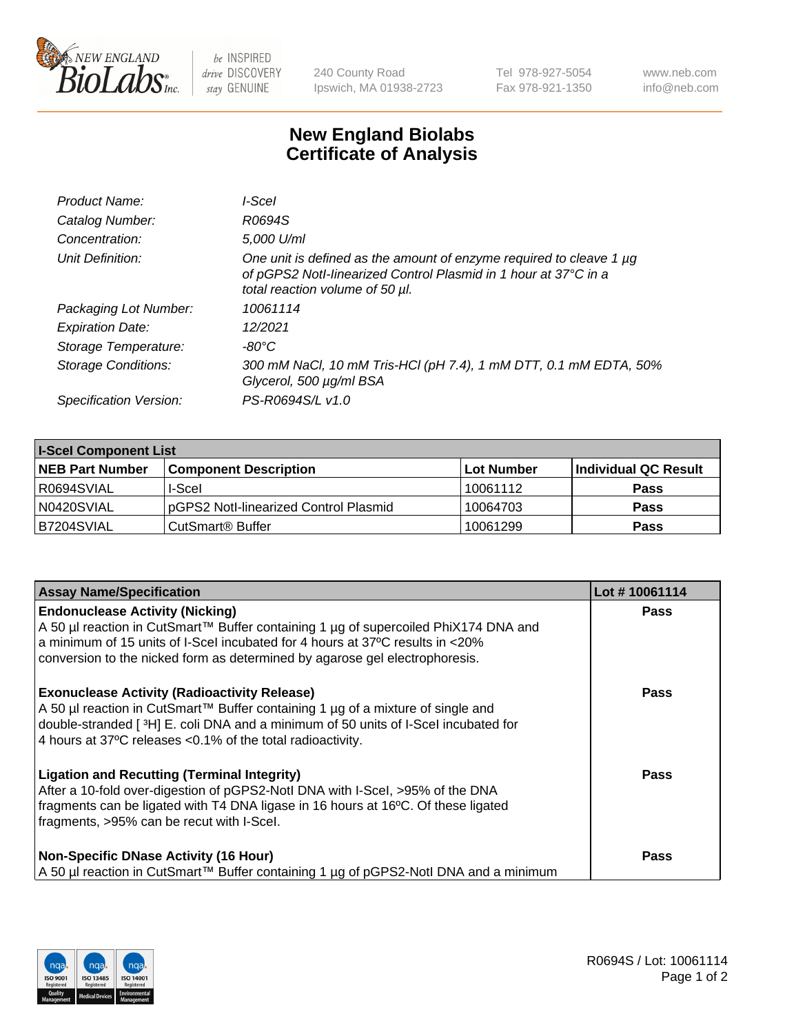New England BioLabs Inc. — be INSPIRED drive DISCOVERY stay GENUINE

240 County Road
Ipswich, MA 01938-2723

Tel 978-927-5054
Fax 978-921-1350

www.neb.com
info@neb.com

# New England Biolabs
# Certificate of Analysis

| | |
|---|---|
| *Product Name:* | *I-SceI* |
| *Catalog Number:* | *R0694S* |
| *Concentration:* | *5,000 U/ml* |
| *Unit Definition:* | *One unit is defined as the amount of enzyme required to cleave 1 µg of pGPS2 NotI-linearized Control Plasmid in 1 hour at 37°C in a total reaction volume of 50 µl.* |
| *Packaging Lot Number:* | *10061114* |
| *Expiration Date:* | *12/2021* |
| *Storage Temperature:* | *-80°C* |
| *Storage Conditions:* | *300 mM NaCl, 10 mM Tris-HCl (pH 7.4), 1 mM DTT, 0.1 mM EDTA, 50% Glycerol, 500 µg/ml BSA* |
| *Specification Version:* | *PS-R0694S/L v1.0* |

| **I-SceI Component List** | | | |
|---|---|---|---|
| **NEB Part Number** | **Component Description** | **Lot Number** | **Individual QC Result** |
| R0694SVIAL | I-SceI | 10061112 | **Pass** |
| N0420SVIAL | pGPS2 NotI-linearized Control Plasmid | 10064703 | **Pass** |
| B7204SVIAL | CutSmart® Buffer | 10061299 | **Pass** |

| **Assay Name/Specification** | **Lot # 10061114** |
|---|---|
| **Endonuclease Activity (Nicking)**<br>A 50 µl reaction in CutSmart™ Buffer containing 1 µg of supercoiled PhiX174 DNA and a minimum of 15 units of I-SceI incubated for 4 hours at 37ºC results in <20% conversion to the nicked form as determined by agarose gel electrophoresis. | **Pass** |
| **Exonuclease Activity (Radioactivity Release)**<br>A 50 µl reaction in CutSmart™ Buffer containing 1 µg of a mixture of single and double-stranded [ $^3$H] E. coli DNA and a minimum of 50 units of I-SceI incubated for 4 hours at 37ºC releases <0.1% of the total radioactivity. | **Pass** |
| **Ligation and Recutting (Terminal Integrity)**<br>After a 10-fold over-digestion of pGPS2-NotI DNA with I-SceI, >95% of the DNA fragments can be ligated with T4 DNA ligase in 16 hours at 16ºC. Of these ligated fragments, >95% can be recut with I-SceI. | **Pass** |
| **Non-Specific DNase Activity (16 Hour)**<br>A 50 µl reaction in CutSmart™ Buffer containing 1 µg of pGPS2-NotI DNA and a minimum | **Pass** |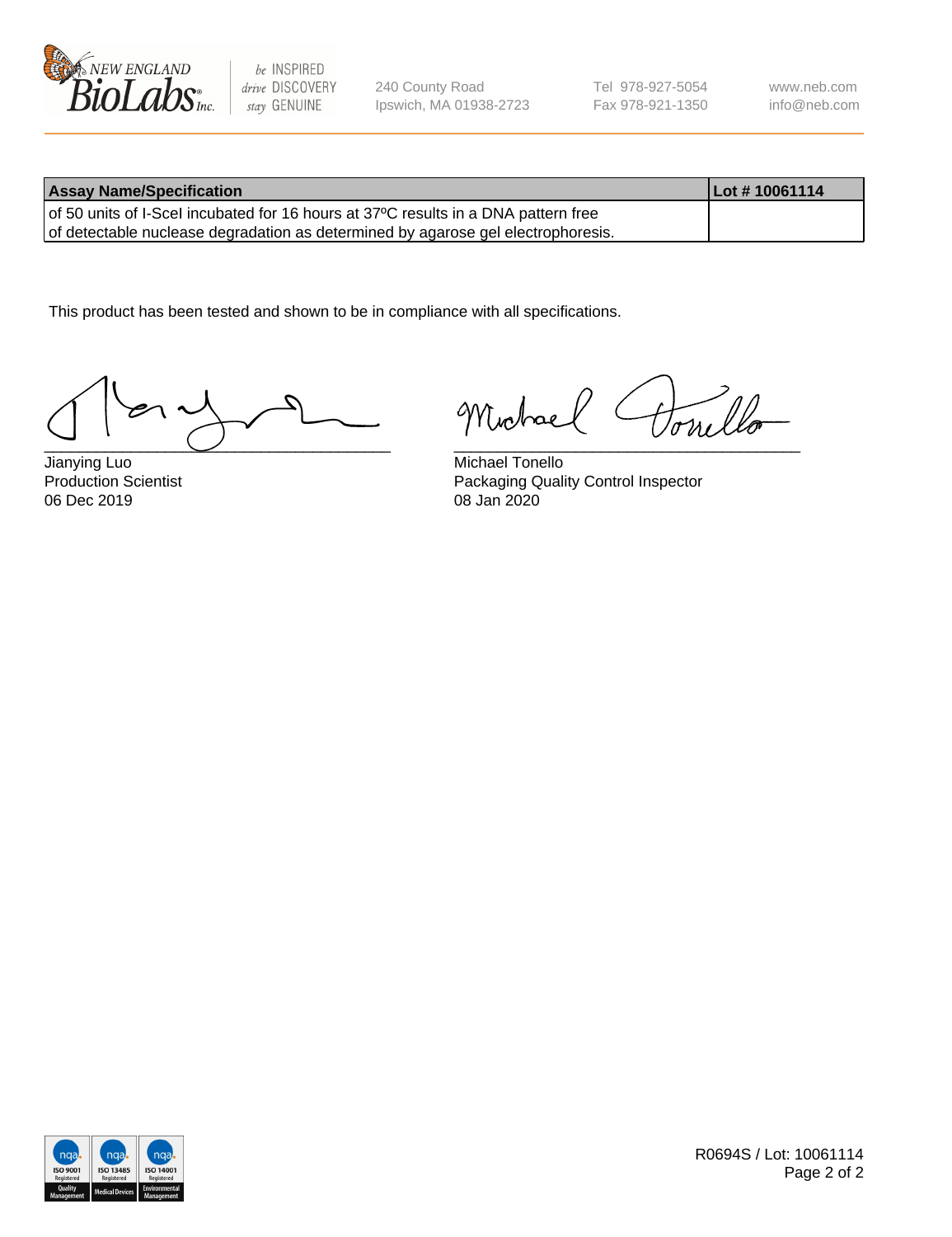240 County Road
Ipswich, MA 01938-2723

Tel 978-927-5054
Fax 978-921-1350

www.neb.com
info@neb.com

| Assay Name/Specification | Lot # 10061114 |
|---|---|
| of 50 units of I-SceI incubated for 16 hours at 37ºC results in a DNA pattern free of detectable nuclease degradation as determined by agarose gel electrophoresis. | |

This product has been tested and shown to be in compliance with all specifications.

Jianying Luo
Production Scientist
06 Dec 2019

Michael Tonello
Packaging Quality Control Inspector
08 Jan 2020

R0694S / Lot: 10061114